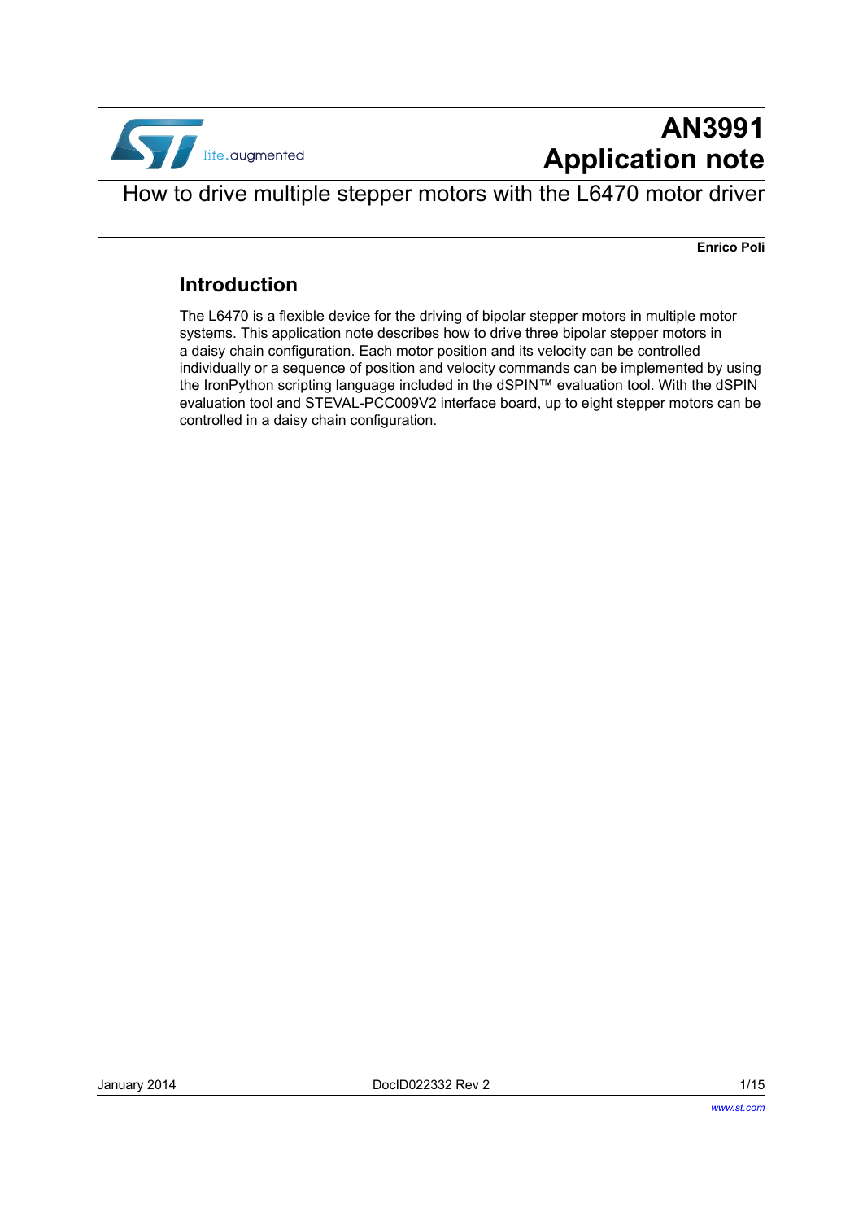# AN3991 Application note

## How to drive multiple stepper motors with the L6470 motor driver

**Enrico Poli**

## Introduction

The L6470 is a flexible device for the driving of bipolar stepper motors in multiple motor systems. This application note describes how to drive three bipolar stepper motors in a daisy chain configuration. Each motor position and its velocity can be controlled individually or a sequence of position and velocity commands can be implemented by using the IronPython scripting language included in the dSPIN™ evaluation tool. With the dSPIN evaluation tool and STEVAL-PCC009V2 interface board, up to eight stepper motors can be controlled in a daisy chain configuration.

January 2014 DocID022332 Rev 2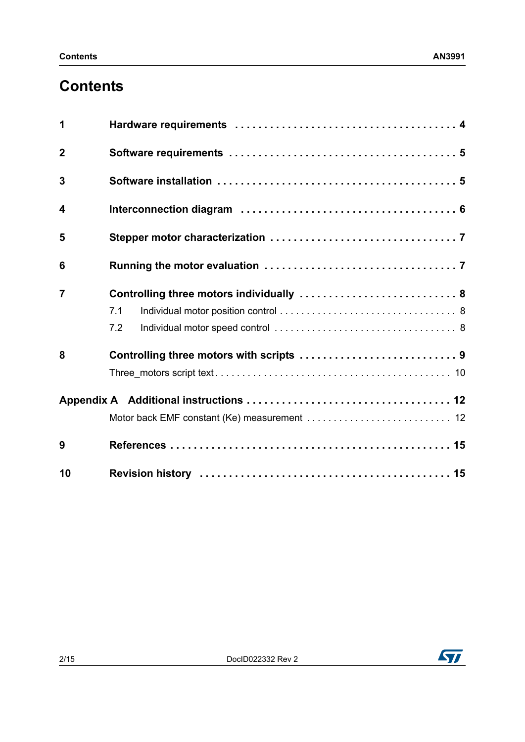# Contents

| | | |
|---|---|---|
| **1** | **Hardware requirements** | **4** |
| **2** | **Software requirements** | **5** |
| **3** | **Software installation** | **5** |
| **4** | **Interconnection diagram** | **6** |
| **5** | **Stepper motor characterization** | **7** |
| **6** | **Running the motor evaluation** | **7** |
| **7** | **Controlling three motors individually** | **8** |
| | 7.1 Individual motor position control | 8 |
| | 7.2 Individual motor speed control | 8 |
| **8** | **Controlling three motors with scripts** | **9** |
| | Three_motors script text | 10 |
| **Appendix A** | **Additional instructions** | **12** |
| | Motor back EMF constant (Ke) measurement | 12 |
| **9** | **References** | **15** |
| **10** | **Revision history** | **15** |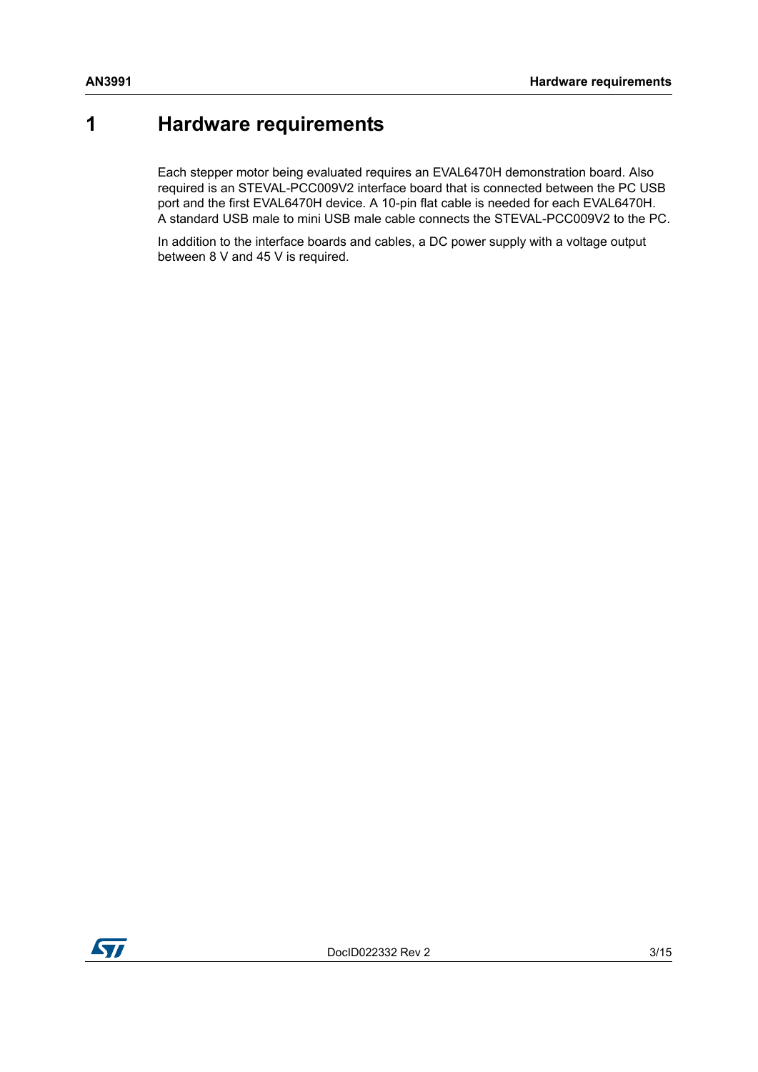# 1 Hardware requirements

Each stepper motor being evaluated requires an EVAL6470H demonstration board. Also required is an STEVAL-PCC009V2 interface board that is connected between the PC USB port and the first EVAL6470H device. A 10-pin flat cable is needed for each EVAL6470H. A standard USB male to mini USB male cable connects the STEVAL-PCC009V2 to the PC.

In addition to the interface boards and cables, a DC power supply with a voltage output between 8 V and 45 V is required.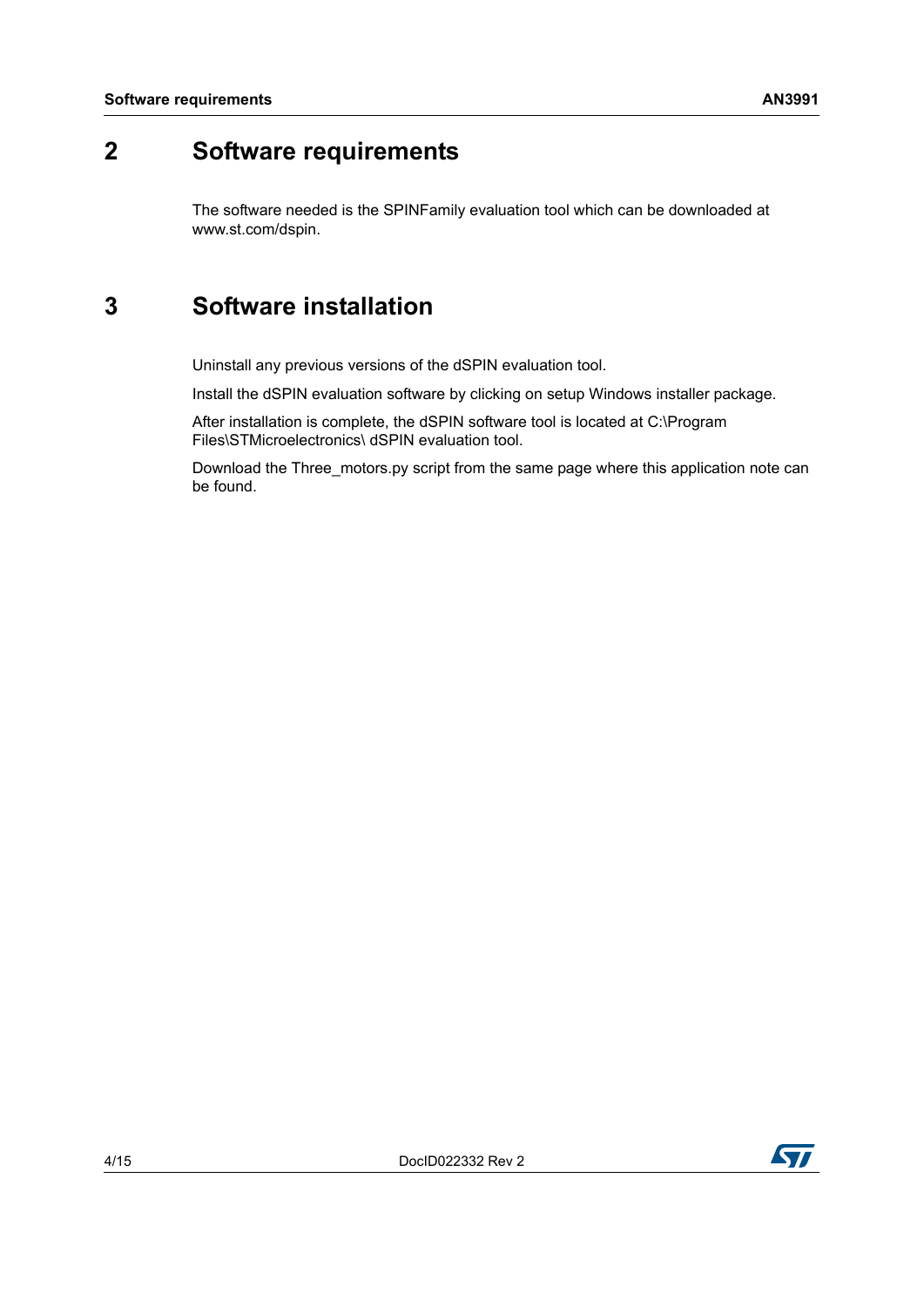# 2 Software requirements

The software needed is the SPINFamily evaluation tool which can be downloaded at www.st.com/dspin.

# 3 Software installation

Uninstall any previous versions of the dSPIN evaluation tool.

Install the dSPIN evaluation software by clicking on setup Windows installer package.

After installation is complete, the dSPIN software tool is located at C:\Program Files\STMicroelectronics\ dSPIN evaluation tool.

Download the Three_motors.py script from the same page where this application note can be found.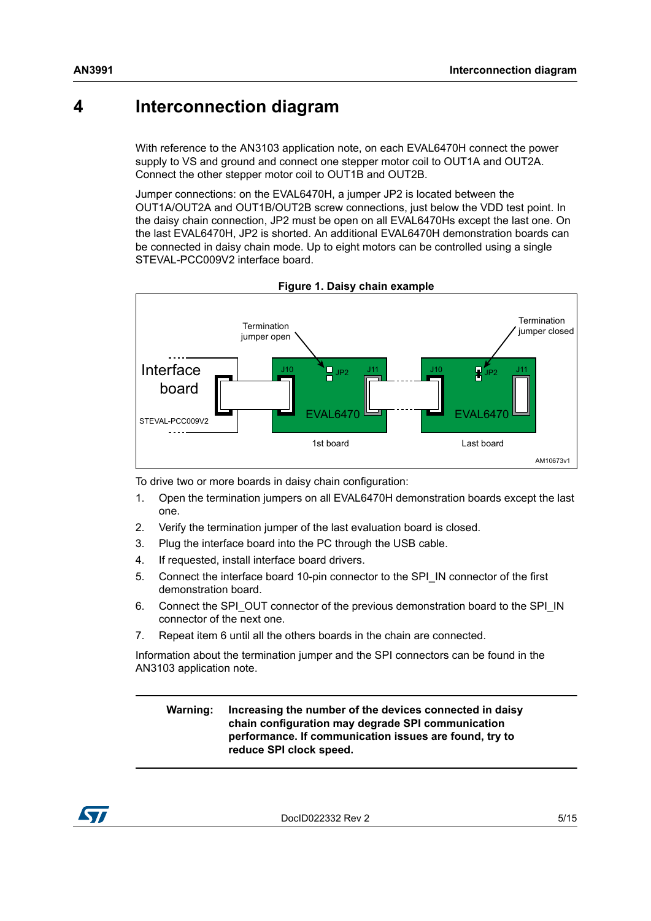# 4 Interconnection diagram

With reference to the AN3103 application note, on each EVAL6470H connect the power supply to VS and ground and connect one stepper motor coil to OUT1A and OUT2A. Connect the other stepper motor coil to OUT1B and OUT2B.

Jumper connections: on the EVAL6470H, a jumper JP2 is located between the OUT1A/OUT2A and OUT1B/OUT2B screw connections, just below the VDD test point. In the daisy chain connection, JP2 must be open on all EVAL6470Hs except the last one. On the last EVAL6470H, JP2 is shorted. An additional EVAL6470H demonstration boards can be connected in daisy chain mode. Up to eight motors can be controlled using a single STEVAL-PCC009V2 interface board.

**Figure 1. Daisy chain example**

To drive two or more boards in daisy chain configuration:

1. Open the termination jumpers on all EVAL6470H demonstration boards except the last one.
2. Verify the termination jumper of the last evaluation board is closed.
3. Plug the interface board into the PC through the USB cable.
4. If requested, install interface board drivers.
5. Connect the interface board 10-pin connector to the SPI_IN connector of the first demonstration board.
6. Connect the SPI_OUT connector of the previous demonstration board to the SPI_IN connector of the next one.
7. Repeat item 6 until all the others boards in the chain are connected.

Information about the termination jumper and the SPI connectors can be found in the AN3103 application note.

**Warning: Increasing the number of the devices connected in daisy chain configuration may degrade SPI communication performance. If communication issues are found, try to reduce SPI clock speed.**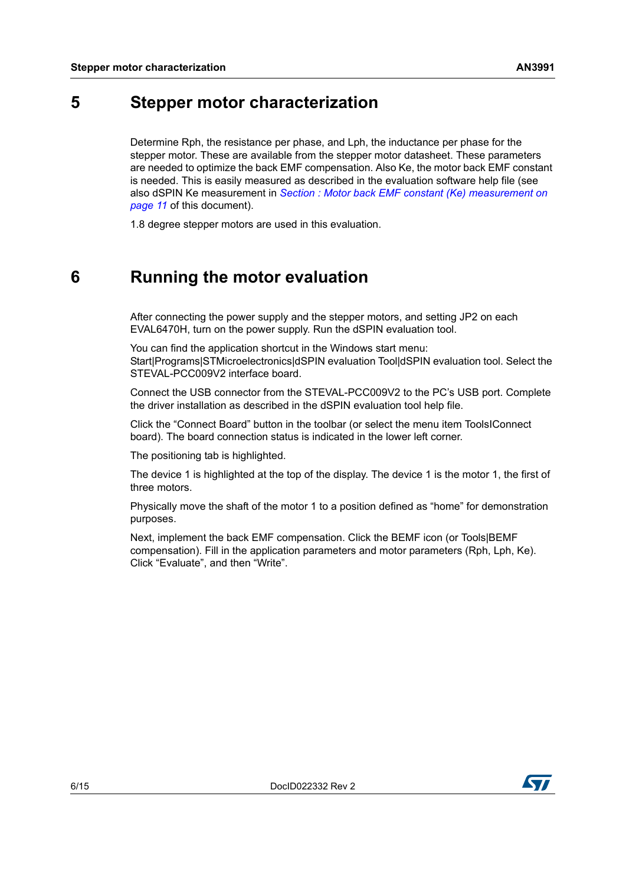# 5 Stepper motor characterization

Determine Rph, the resistance per phase, and Lph, the inductance per phase for the stepper motor. These are available from the stepper motor datasheet. These parameters are needed to optimize the back EMF compensation. Also Ke, the motor back EMF constant is needed. This is easily measured as described in the evaluation software help file (see also dSPIN Ke measurement in *Section : Motor back EMF constant (Ke) measurement on page 11* of this document).

1.8 degree stepper motors are used in this evaluation.

# 6 Running the motor evaluation

After connecting the power supply and the stepper motors, and setting JP2 on each EVAL6470H, turn on the power supply. Run the dSPIN evaluation tool.

You can find the application shortcut in the Windows start menu: Start|Programs|STMicroelectronics|dSPIN evaluation Tool|dSPIN evaluation tool. Select the STEVAL-PCC009V2 interface board.

Connect the USB connector from the STEVAL-PCC009V2 to the PC's USB port. Complete the driver installation as described in the dSPIN evaluation tool help file.

Click the "Connect Board" button in the toolbar (or select the menu item ToolsIConnect board). The board connection status is indicated in the lower left corner.

The positioning tab is highlighted.

The device 1 is highlighted at the top of the display. The device 1 is the motor 1, the first of three motors.

Physically move the shaft of the motor 1 to a position defined as "home" for demonstration purposes.

Next, implement the back EMF compensation. Click the BEMF icon (or Tools|BEMF compensation). Fill in the application parameters and motor parameters (Rph, Lph, Ke). Click "Evaluate", and then "Write".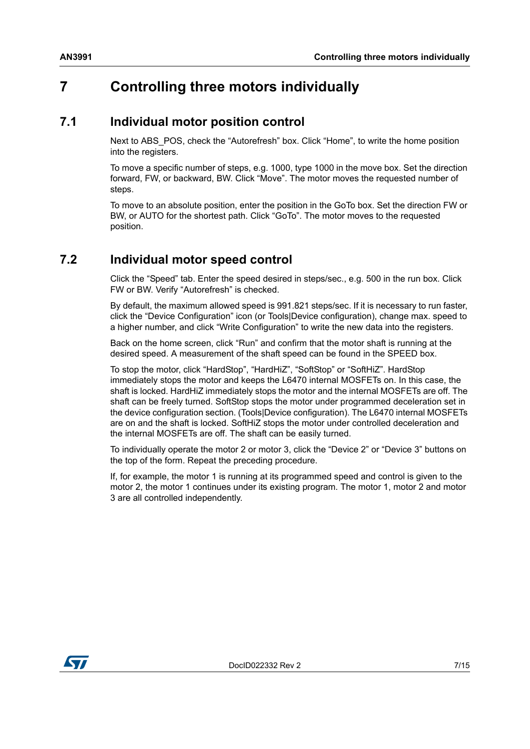# 7 Controlling three motors individually

## 7.1 Individual motor position control

Next to ABS_POS, check the “Autorefresh” box. Click “Home”, to write the home position into the registers.

To move a specific number of steps, e.g. 1000, type 1000 in the move box. Set the direction forward, FW, or backward, BW. Click “Move”. The motor moves the requested number of steps.

To move to an absolute position, enter the position in the GoTo box. Set the direction FW or BW, or AUTO for the shortest path. Click “GoTo”. The motor moves to the requested position.

## 7.2 Individual motor speed control

Click the “Speed” tab. Enter the speed desired in steps/sec., e.g. 500 in the run box. Click FW or BW. Verify “Autorefresh” is checked.

By default, the maximum allowed speed is 991.821 steps/sec. If it is necessary to run faster, click the “Device Configuration” icon (or Tools|Device configuration), change max. speed to a higher number, and click “Write Configuration” to write the new data into the registers.

Back on the home screen, click “Run” and confirm that the motor shaft is running at the desired speed. A measurement of the shaft speed can be found in the SPEED box.

To stop the motor, click “HardStop”, “HardHiZ”, “SoftStop” or “SoftHiZ”. HardStop immediately stops the motor and keeps the L6470 internal MOSFETs on. In this case, the shaft is locked. HardHiZ immediately stops the motor and the internal MOSFETs are off. The shaft can be freely turned. SoftStop stops the motor under programmed deceleration set in the device configuration section. (Tools|Device configuration). The L6470 internal MOSFETs are on and the shaft is locked. SoftHiZ stops the motor under controlled deceleration and the internal MOSFETs are off. The shaft can be easily turned.

To individually operate the motor 2 or motor 3, click the “Device 2” or “Device 3” buttons on the top of the form. Repeat the preceding procedure.

If, for example, the motor 1 is running at its programmed speed and control is given to the motor 2, the motor 1 continues under its existing program. The motor 1, motor 2 and motor 3 are all controlled independently.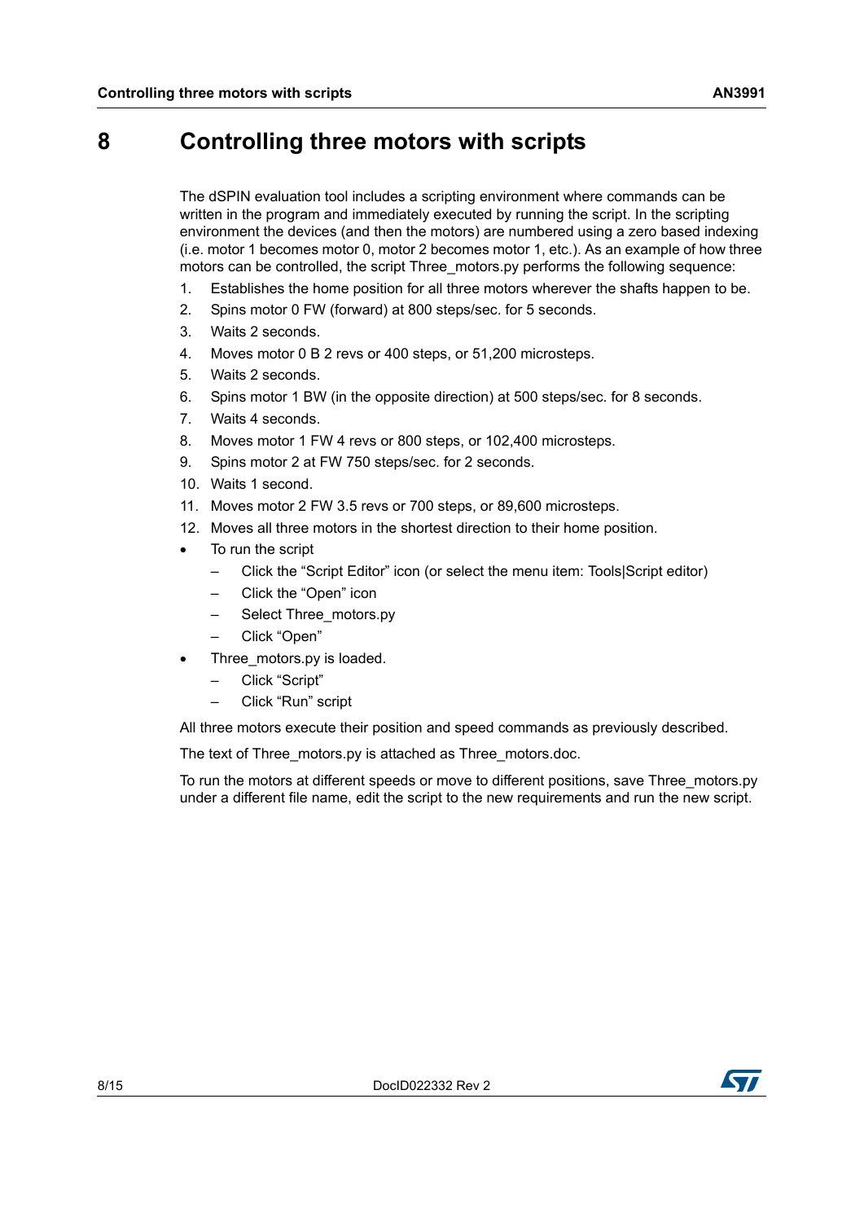# 8 Controlling three motors with scripts

The dSPIN evaluation tool includes a scripting environment where commands can be written in the program and immediately executed by running the script. In the scripting environment the devices (and then the motors) are numbered using a zero based indexing (i.e. motor 1 becomes motor 0, motor 2 becomes motor 1, etc.). As an example of how three motors can be controlled, the script Three_motors.py performs the following sequence:

1. Establishes the home position for all three motors wherever the shafts happen to be.
2. Spins motor 0 FW (forward) at 800 steps/sec. for 5 seconds.
3. Waits 2 seconds.
4. Moves motor 0 B 2 revs or 400 steps, or 51,200 microsteps.
5. Waits 2 seconds.
6. Spins motor 1 BW (in the opposite direction) at 500 steps/sec. for 8 seconds.
7. Waits 4 seconds.
8. Moves motor 1 FW 4 revs or 800 steps, or 102,400 microsteps.
9. Spins motor 2 at FW 750 steps/sec. for 2 seconds.
10. Waits 1 second.
11. Moves motor 2 FW 3.5 revs or 700 steps, or 89,600 microsteps.
12. Moves all three motors in the shortest direction to their home position.

- To run the script
  - Click the “Script Editor” icon (or select the menu item: Tools|Script editor)
  - Click the “Open” icon
  - Select Three_motors.py
  - Click “Open”
- Three_motors.py is loaded.
  - Click “Script”
  - Click “Run” script

All three motors execute their position and speed commands as previously described.

The text of Three_motors.py is attached as Three_motors.doc.

To run the motors at different speeds or move to different positions, save Three_motors.py under a different file name, edit the script to the new requirements and run the new script.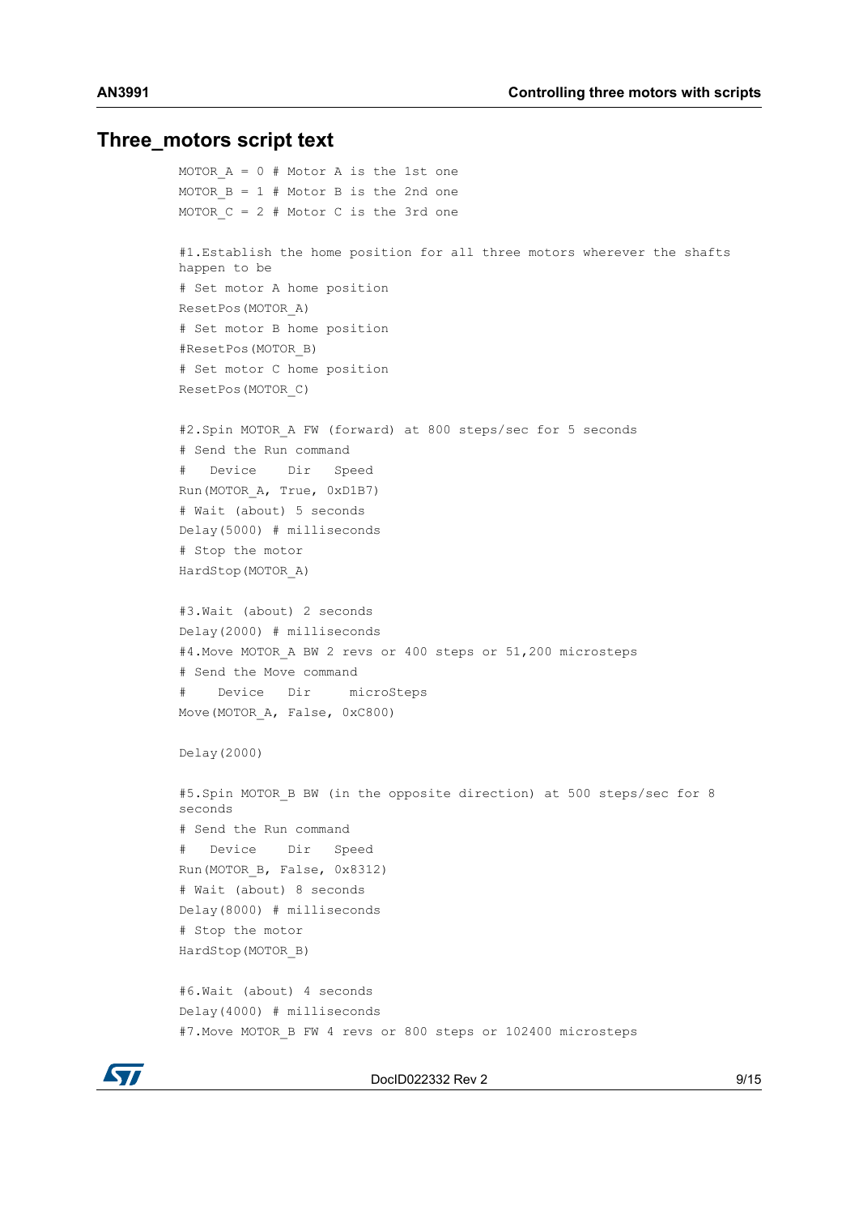## Three_motors script text

```
MOTOR_A = 0 # Motor A is the 1st one
MOTOR_B = 1 # Motor B is the 2nd one
MOTOR_C = 2 # Motor C is the 3rd one

#1.Establish the home position for all three motors wherever the shafts
happen to be
# Set motor A home position
ResetPos(MOTOR_A)
# Set motor B home position
#ResetPos(MOTOR_B)
# Set motor C home position
ResetPos(MOTOR_C)

#2.Spin MOTOR_A FW (forward) at 800 steps/sec for 5 seconds
# Send the Run command
#   Device    Dir   Speed
Run(MOTOR_A, True, 0xD1B7)
# Wait (about) 5 seconds
Delay(5000) # milliseconds
# Stop the motor
HardStop(MOTOR_A)

#3.Wait (about) 2 seconds
Delay(2000) # milliseconds
#4.Move MOTOR_A BW 2 revs or 400 steps or 51,200 microsteps
# Send the Move command
#    Device    Dir     microSteps
Move(MOTOR_A, False, 0xC800)

Delay(2000)

#5.Spin MOTOR_B BW (in the opposite direction) at 500 steps/sec for 8
seconds
# Send the Run command
#   Device    Dir   Speed
Run(MOTOR_B, False, 0x8312)
# Wait (about) 8 seconds
Delay(8000) # milliseconds
# Stop the motor
HardStop(MOTOR_B)

#6.Wait (about) 4 seconds
Delay(4000) # milliseconds
#7.Move MOTOR_B FW 4 revs or 800 steps or 102400 microsteps
```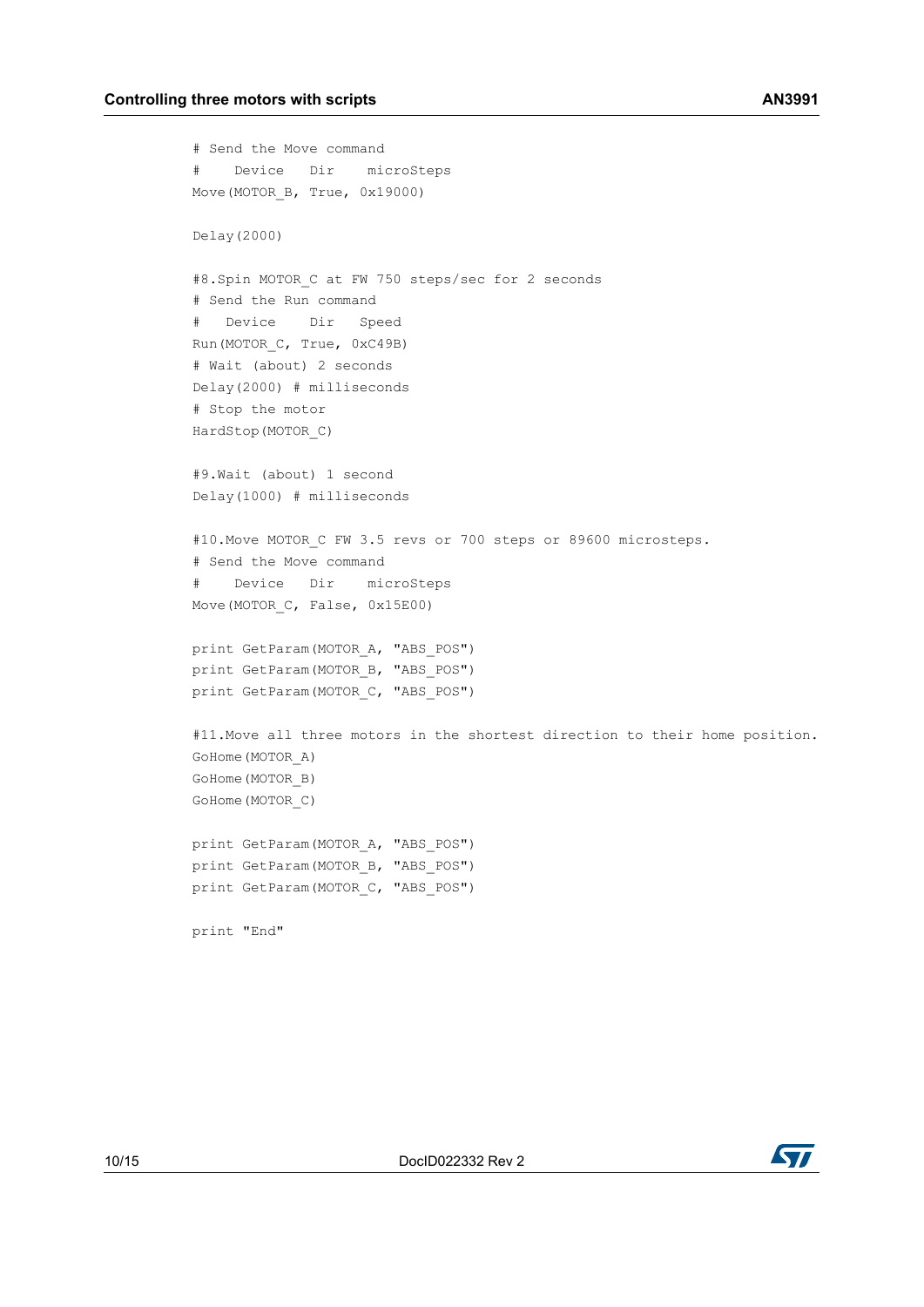```
# Send the Move command
#    Device   Dir    microSteps
Move(MOTOR_B, True, 0x19000)

Delay(2000)

#8.Spin MOTOR_C at FW 750 steps/sec for 2 seconds
# Send the Run command
#   Device    Dir   Speed
Run(MOTOR_C, True, 0xC49B)
# Wait (about) 2 seconds
Delay(2000) # milliseconds
# Stop the motor
HardStop(MOTOR_C)

#9.Wait (about) 1 second
Delay(1000) # milliseconds

#10.Move MOTOR_C FW 3.5 revs or 700 steps or 89600 microsteps.
# Send the Move command
#    Device   Dir    microSteps
Move(MOTOR_C, False, 0x15E00)

print GetParam(MOTOR_A, "ABS_POS")
print GetParam(MOTOR_B, "ABS_POS")
print GetParam(MOTOR_C, "ABS_POS")

#11.Move all three motors in the shortest direction to their home position.
GoHome(MOTOR_A)
GoHome(MOTOR_B)
GoHome(MOTOR_C)

print GetParam(MOTOR_A, "ABS_POS")
print GetParam(MOTOR_B, "ABS_POS")
print GetParam(MOTOR_C, "ABS_POS")

print "End"
```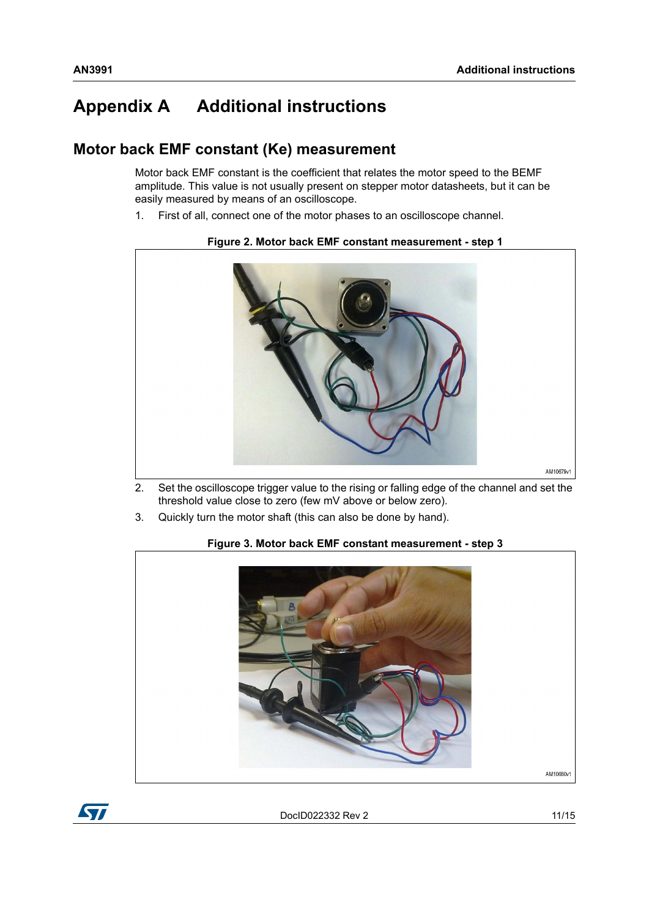# Appendix A Additional instructions

## Motor back EMF constant (Ke) measurement

Motor back EMF constant is the coefficient that relates the motor speed to the BEMF amplitude. This value is not usually present on stepper motor datasheets, but it can be easily measured by means of an oscilloscope.

1. First of all, connect one of the motor phases to an oscilloscope channel.

**Figure 2. Motor back EMF constant measurement - step 1**

2. Set the oscilloscope trigger value to the rising or falling edge of the channel and set the threshold value close to zero (few mV above or below zero).
3. Quickly turn the motor shaft (this can also be done by hand).

**Figure 3. Motor back EMF constant measurement - step 3**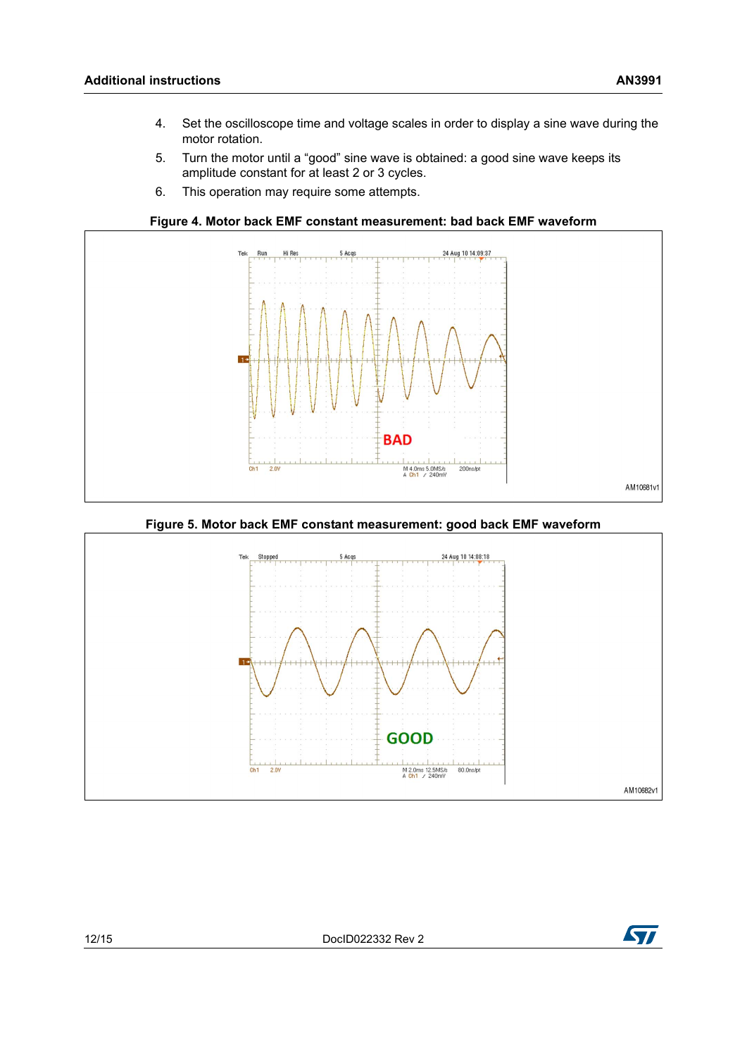4. Set the oscilloscope time and voltage scales in order to display a sine wave during the motor rotation.
5. Turn the motor until a "good" sine wave is obtained: a good sine wave keeps its amplitude constant for at least 2 or 3 cycles.
6. This operation may require some attempts.

**Figure 4. Motor back EMF constant measurement: bad back EMF waveform**

**Figure 5. Motor back EMF constant measurement: good back EMF waveform**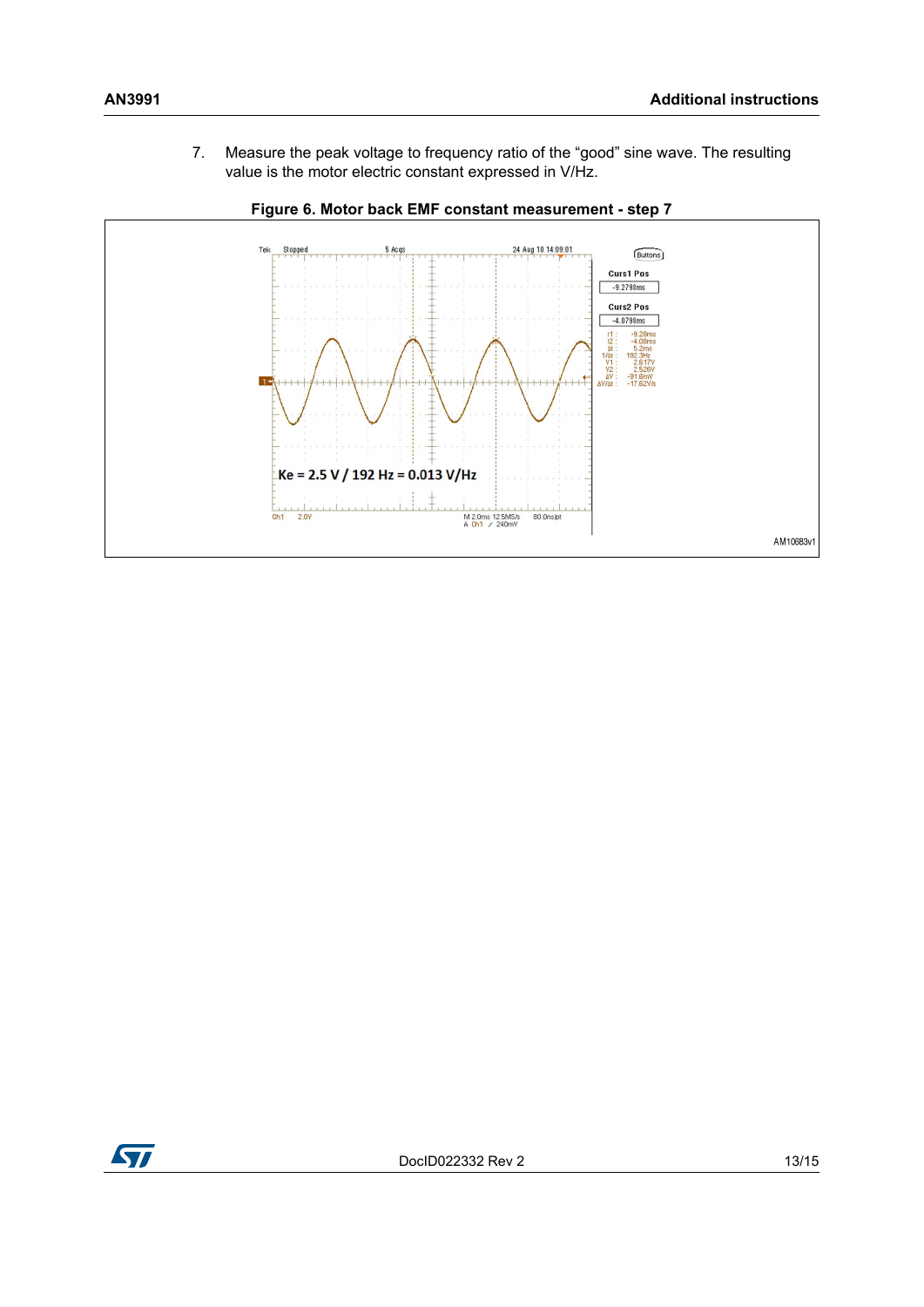7. Measure the peak voltage to frequency ratio of the "good" sine wave. The resulting value is the motor electric constant expressed in V/Hz.

**Figure 6. Motor back EMF constant measurement - step 7**

Ke = 2.5 V / 192 Hz = 0.013 V/Hz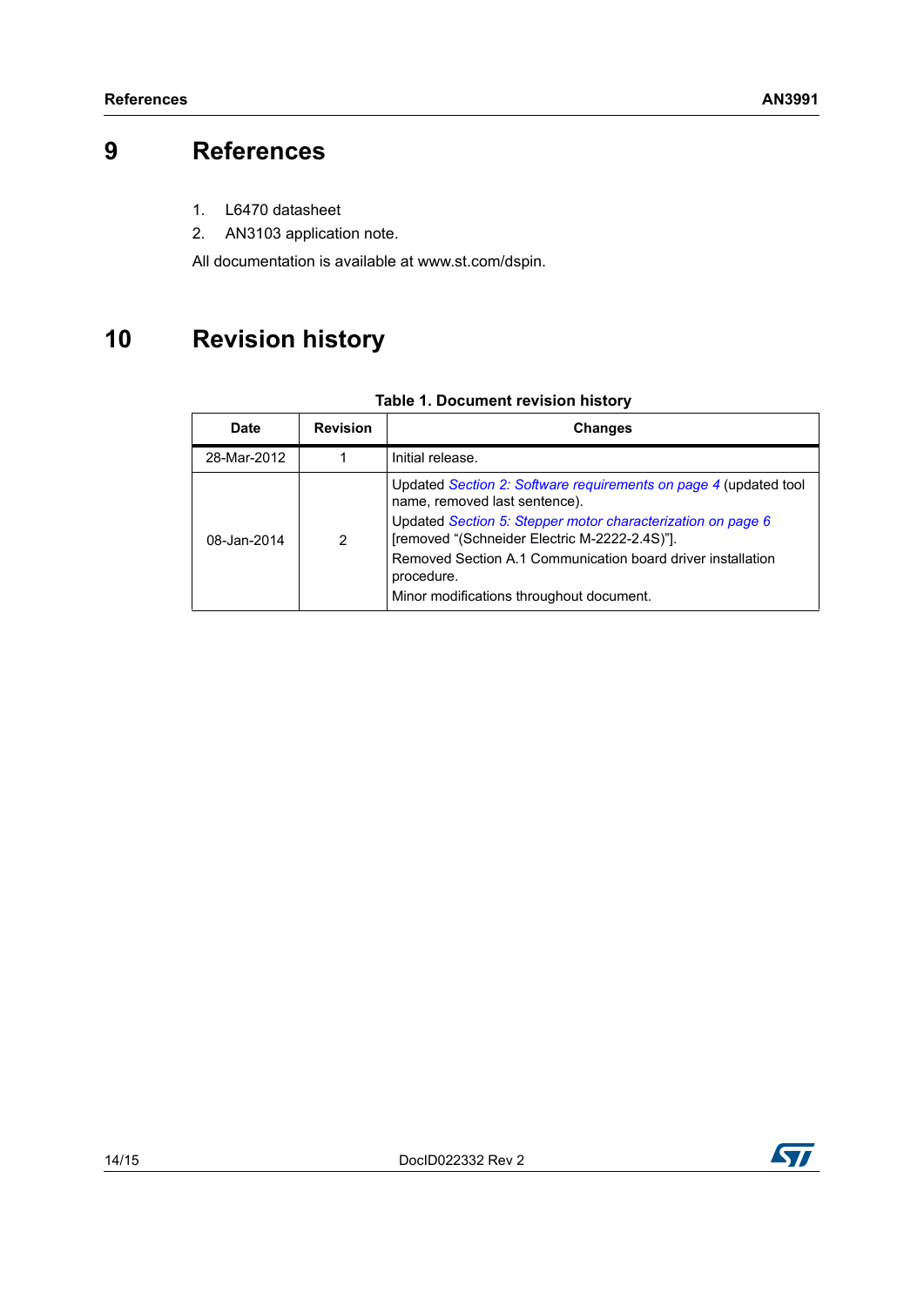# 9 References

1. L6470 datasheet
2. AN3103 application note.

All documentation is available at www.st.com/dspin.

# 10 Revision history

**Table 1. Document revision history**

| Date | Revision | Changes |
|---|---|---|
| 28-Mar-2012 | 1 | Initial release. |
| 08-Jan-2014 | 2 | Updated *Section 2: Software requirements on page 4* (updated tool name, removed last sentence).<br>Updated *Section 5: Stepper motor characterization on page 6* [removed "(Schneider Electric M-2222-2.4S)"].<br>Removed Section A.1 Communication board driver installation procedure.<br>Minor modifications throughout document. |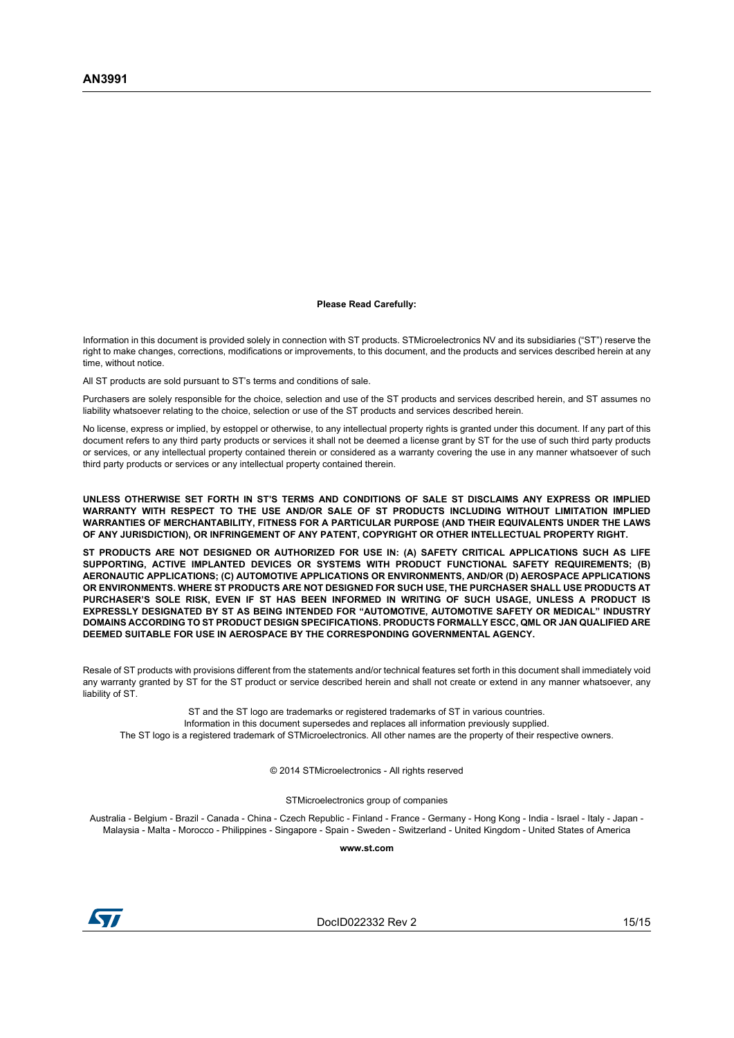**Please Read Carefully:**

Information in this document is provided solely in connection with ST products. STMicroelectronics NV and its subsidiaries ("ST") reserve the right to make changes, corrections, modifications or improvements, to this document, and the products and services described herein at any time, without notice.

All ST products are sold pursuant to ST's terms and conditions of sale.

Purchasers are solely responsible for the choice, selection and use of the ST products and services described herein, and ST assumes no liability whatsoever relating to the choice, selection or use of the ST products and services described herein.

No license, express or implied, by estoppel or otherwise, to any intellectual property rights is granted under this document. If any part of this document refers to any third party products or services it shall not be deemed a license grant by ST for the use of such third party products or services, or any intellectual property contained therein or considered as a warranty covering the use in any manner whatsoever of such third party products or services or any intellectual property contained therein.

**UNLESS OTHERWISE SET FORTH IN ST'S TERMS AND CONDITIONS OF SALE ST DISCLAIMS ANY EXPRESS OR IMPLIED WARRANTY WITH RESPECT TO THE USE AND/OR SALE OF ST PRODUCTS INCLUDING WITHOUT LIMITATION IMPLIED WARRANTIES OF MERCHANTABILITY, FITNESS FOR A PARTICULAR PURPOSE (AND THEIR EQUIVALENTS UNDER THE LAWS OF ANY JURISDICTION), OR INFRINGEMENT OF ANY PATENT, COPYRIGHT OR OTHER INTELLECTUAL PROPERTY RIGHT.**

**ST PRODUCTS ARE NOT DESIGNED OR AUTHORIZED FOR USE IN: (A) SAFETY CRITICAL APPLICATIONS SUCH AS LIFE SUPPORTING, ACTIVE IMPLANTED DEVICES OR SYSTEMS WITH PRODUCT FUNCTIONAL SAFETY REQUIREMENTS; (B) AERONAUTIC APPLICATIONS; (C) AUTOMOTIVE APPLICATIONS OR ENVIRONMENTS, AND/OR (D) AEROSPACE APPLICATIONS OR ENVIRONMENTS. WHERE ST PRODUCTS ARE NOT DESIGNED FOR SUCH USE, THE PURCHASER SHALL USE PRODUCTS AT PURCHASER'S SOLE RISK, EVEN IF ST HAS BEEN INFORMED IN WRITING OF SUCH USAGE, UNLESS A PRODUCT IS EXPRESSLY DESIGNATED BY ST AS BEING INTENDED FOR "AUTOMOTIVE, AUTOMOTIVE SAFETY OR MEDICAL" INDUSTRY DOMAINS ACCORDING TO ST PRODUCT DESIGN SPECIFICATIONS. PRODUCTS FORMALLY ESCC, QML OR JAN QUALIFIED ARE DEEMED SUITABLE FOR USE IN AEROSPACE BY THE CORRESPONDING GOVERNMENTAL AGENCY.**

Resale of ST products with provisions different from the statements and/or technical features set forth in this document shall immediately void any warranty granted by ST for the ST product or service described herein and shall not create or extend in any manner whatsoever, any liability of ST.

ST and the ST logo are trademarks or registered trademarks of ST in various countries.
Information in this document supersedes and replaces all information previously supplied.
The ST logo is a registered trademark of STMicroelectronics. All other names are the property of their respective owners.

© 2014 STMicroelectronics - All rights reserved

STMicroelectronics group of companies

Australia - Belgium - Brazil - Canada - China - Czech Republic - Finland - France - Germany - Hong Kong - India - Israel - Italy - Japan - Malaysia - Malta - Morocco - Philippines - Singapore - Spain - Sweden - Switzerland - United Kingdom - United States of America

**www.st.com**